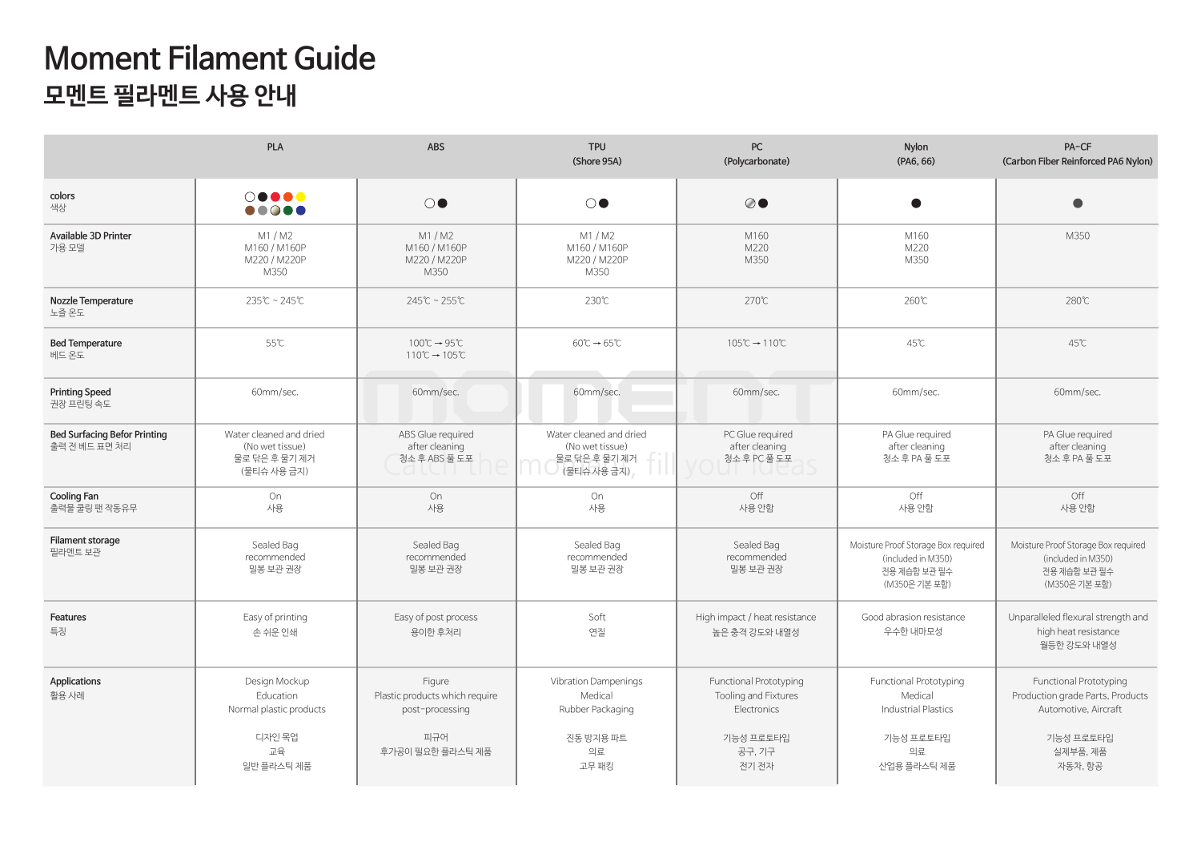# Moment Filament Guide

## 모멘트 필라멘트 사용 안내

| | PLA | ABS | TPU (Shore 95A) | PC (Polycarbonate) | Nylon (PA6, 66) | PA-CF (Carbon Fiber Reinforced PA6 Nylon) |
|---|---|---|---|---|---|---|
| **colors** 색상 | ○●●●●● ●●●●●● | ○● | ○● | ◐● | ● | ● |
| **Available 3D Printer** 가용 모델 | M1 / M2<br>M160 / M160P<br>M220 / M220P<br>M350 | M1 / M2<br>M160 / M160P<br>M220 / M220P<br>M350 | M1 / M2<br>M160 / M160P<br>M220 / M220P<br>M350 | M160<br>M220<br>M350 | M160<br>M220<br>M350 | M350 |
| **Nozzle Temperature** 노즐 온도 | 235℃ ~ 245℃ | 245℃ ~ 255℃ | 230℃ | 270℃ | 260℃ | 280℃ |
| **Bed Temperature** 베드 온도 | 55℃ | 100℃ → 95℃<br>110℃ → 105℃ | 60℃ → 65℃ | 105℃ → 110℃ | 45℃ | 45℃ |
| **Printing Speed** 권장 프린팅 속도 | 60mm/sec. | 60mm/sec. | 60mm/sec. | 60mm/sec. | 60mm/sec. | 60mm/sec. |
| **Bed Surfacing Befor Printing** 출력 전 베드 표면 처리 | Water cleaned and dried<br>(No wet tissue)<br>물로 닦은 후 물기 제거<br>(물티슈 사용 금지) | ABS Glue required<br>after cleaning<br>청소 후 ABS 풀 도포 | Water cleaned and dried<br>(No wet tissue)<br>물로 닦은 후 물기 제거<br>(물티슈 사용 금지) | PC Glue required<br>after cleaning<br>청소 후 PC 풀 도포 | PA Glue required<br>after cleaning<br>청소 후 PA 풀 도포 | PA Glue required<br>after cleaning<br>청소 후 PA 풀 도포 |
| **Cooling Fan** 출력물 쿨링 팬 작동유무 | On<br>사용 | On<br>사용 | On<br>사용 | Off<br>사용 안함 | Off<br>사용 안함 | Off<br>사용 안함 |
| **Filament storage** 필라멘트 보관 | Sealed Bag<br>recommended<br>밀봉 보관 권장 | Sealed Bag<br>recommended<br>밀봉 보관 권장 | Sealed Bag<br>recommended<br>밀봉 보관 권장 | Sealed Bag<br>recommended<br>밀봉 보관 권장 | Moisture Proof Storage Box required<br>(included in M350)<br>전용 제습함 보관 필수<br>(M350은 기본 포함) | Moisture Proof Storage Box required<br>(included in M350)<br>전용 제습함 보관 필수<br>(M350은 기본 포함) |
| **Features** 특징 | Easy of printing<br>손 쉬운 인쇄 | Easy of post process<br>용이한 후처리 | Soft<br>연질 | High impact / heat resistance<br>높은 충격 강도와 내열성 | Good abrasion resistance<br>우수한 내마모성 | Unparalleled flexural strength and high heat resistance<br>월등한 강도와 내열성 |
| **Applications** 활용 사례 | Design Mockup<br>Education<br>Normal plastic products<br><br>디자인 목업<br>교육<br>일반 플라스틱 제품 | Figure<br>Plastic products which require post-processing<br><br>피규어<br>후가공이 필요한 플라스틱 제품 | Vibration Dampenings<br>Medical<br>Rubber Packaging<br><br>진동 방지용 파트<br>의료<br>고무 패킹 | Functional Prototyping<br>Tooling and Fixtures<br>Electronics<br><br>기능성 프로토타입<br>공구, 기구<br>전기 전자 | Functional Prototyping<br>Medical<br>Industrial Plastics<br><br>기능성 프로토타입<br>의료<br>산업용 플라스틱 제품 | Functional Prototyping<br>Production grade Parts, Products<br>Automotive, Aircraft<br><br>기능성 프로토타입<br>실제부품, 제품<br>자동차, 항공 |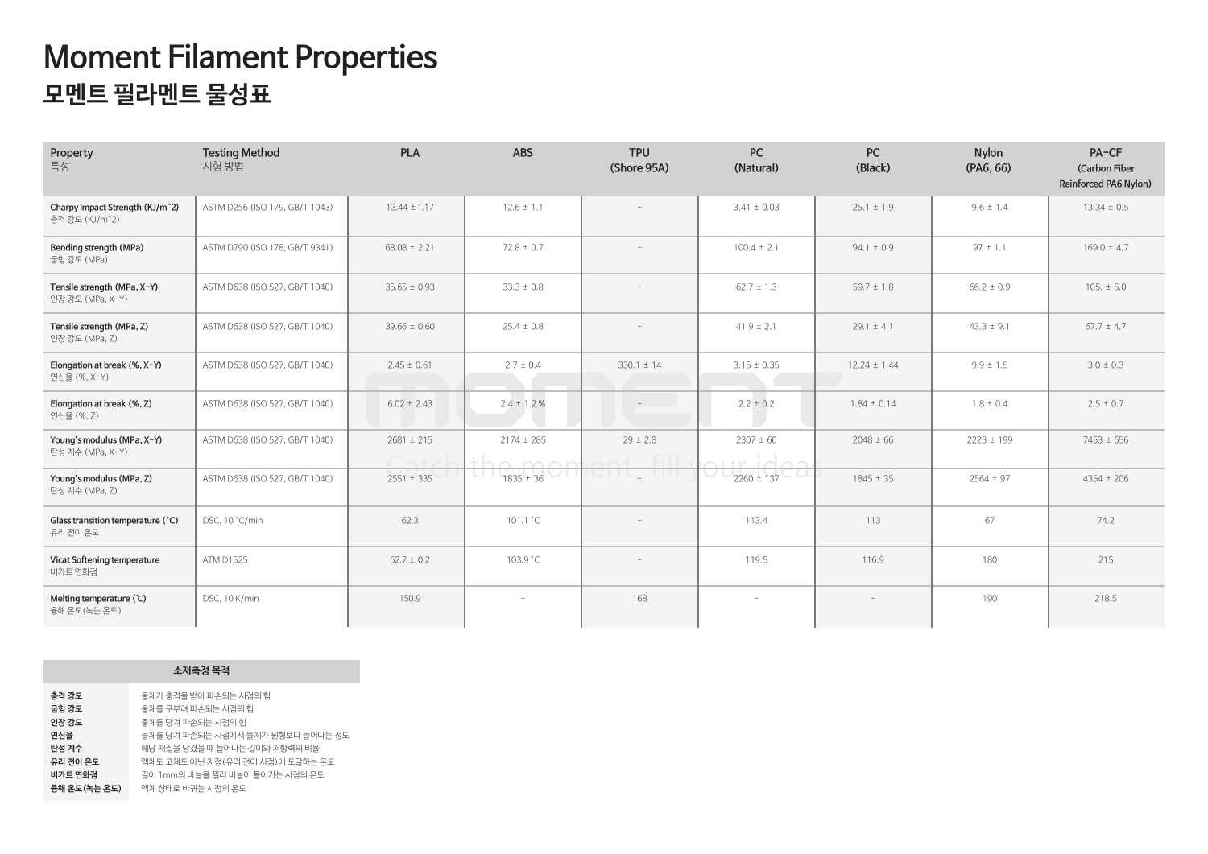# Moment Filament Properties
## 모멘트 필라멘트 물성표

| Property<br>특성 | Testing Method<br>시험 방법 | PLA | ABS | TPU<br>(Shore 95A) | PC<br>(Natural) | PC<br>(Black) | Nylon<br>(PA6, 66) | PA-CF<br>(Carbon Fiber Reinforced PA6 Nylon) |
|---|---|---|---|---|---|---|---|---|
| Charpy Impact Strength (KJ/m^2)<br>충격 강도 (KJ/m^2) | ASTM D256 (ISO 179, GB/T 1043) | 13.44 ± 1.17 | 12.6 ± 1.1 | - | 3.41 ± 0.03 | 25.1 ± 1.9 | 9.6 ± 1.4 | 13.34 ± 0.5 |
| Bending strength (MPa)<br>굽힘 강도 (MPa) | ASTM D790 (ISO 178, GB/T 9341) | 68.08 ± 2.21 | 72.8 ± 0.7 | - | 100.4 ± 2.1 | 94.1 ± 0.9 | 97 ± 1.1 | 169.0 ± 4.7 |
| Tensile strength (MPa, X-Y)<br>인장 강도 (MPa, X-Y) | ASTM D638 (ISO 527, GB/T 1040) | 35.65 ± 0.93 | 33.3 ± 0.8 | - | 62.7 ± 1.3 | 59.7 ± 1.8 | 66.2 ± 0.9 | 105. ± 5.0 |
| Tensile strength (MPa, Z)<br>인장 강도 (MPa, Z) | ASTM D638 (ISO 527, GB/T 1040) | 39.66 ± 0.60 | 25.4 ± 0.8 | - | 41.9 ± 2.1 | 29.1 ± 4.1 | 43.3 ± 9.1 | 67.7 ± 4.7 |
| Elongation at break (%, X-Y)<br>연신율 (%, X-Y) | ASTM D638 (ISO 527, GB/T 1040) | 2.45 ± 0.61 | 2.7 ± 0.4 | 330.1 ± 14 | 3.15 ± 0.35 | 12.24 ± 1.44 | 9.9 ± 1.5 | 3.0 ± 0.3 |
| Elongation at break (%, Z)<br>연신율 (%, Z) | ASTM D638 (ISO 527, GB/T 1040) | 6.02 ± 2.43 | 2.4 ± 1.2 % | - | 2.2 ± 0.2 | 1.84 ± 0.14 | 1.8 ± 0.4 | 2.5 ± 0.7 |
| Young's modulus (MPa, X-Y)<br>탄성 계수 (MPa, X-Y) | ASTM D638 (ISO 527, GB/T 1040) | 2681 ± 215 | 2174 ± 285 | 29 ± 2.8 | 2307 ± 60 | 2048 ± 66 | 2223 ± 199 | 7453 ± 656 |
| Young's modulus (MPa, Z)<br>탄성 계수 (MPa, Z) | ASTM D638 (ISO 527, GB/T 1040) | 2551 ± 335 | 1835 ± 36 | - | 2260 ± 137 | 1845 ± 35 | 2564 ± 97 | 4354 ± 206 |
| Glass transition temperature (˚C)<br>유리 전이 온도 | DSC, 10 ˚C/min | 62.3 | 101.1 ˚C | - | 113.4 | 113 | 67 | 74.2 |
| Vicat Softening temperature<br>비카트 연화점 | ATM D1525 | 62.7 ± 0.2 | 103.9 ˚C | - | 119.5 | 116.9 | 180 | 215 |
| Melting temperature (℃)<br>용해 온도(녹는 온도) | DSC, 10 K/min | 150.9 | - | 168 | - | - | 190 | 218.5 |

| 소재측정 목적 | |
|---|---|
| **충격 강도** | 물체가 충격을 받아 파손되는 시점의 힘 |
| **굽힘 강도** | 물체를 구부려 파손되는 시점의 힘 |
| **인장 강도** | 물체를 당겨 파손되는 시점의 힘 |
| **연신율** | 물체를 당겨 파손되는 시점에서 물체가 원형보다 늘어나는 정도 |
| **탄성 계수** | 해당 재질을 당겼을 때 늘어나는 길이와 저항력의 비율 |
| **유리 전이 온도** | 액체도 고체도 아닌 지점(유리 전이 시점)에 도달하는 온도 |
| **비카트 연화점** | 길이 1mm의 바늘을 찔러 바늘이 들어가는 시점의 온도 |
| **용해 온도(녹는 온도)** | 액체 상태로 바뀌는 시점의 온도 |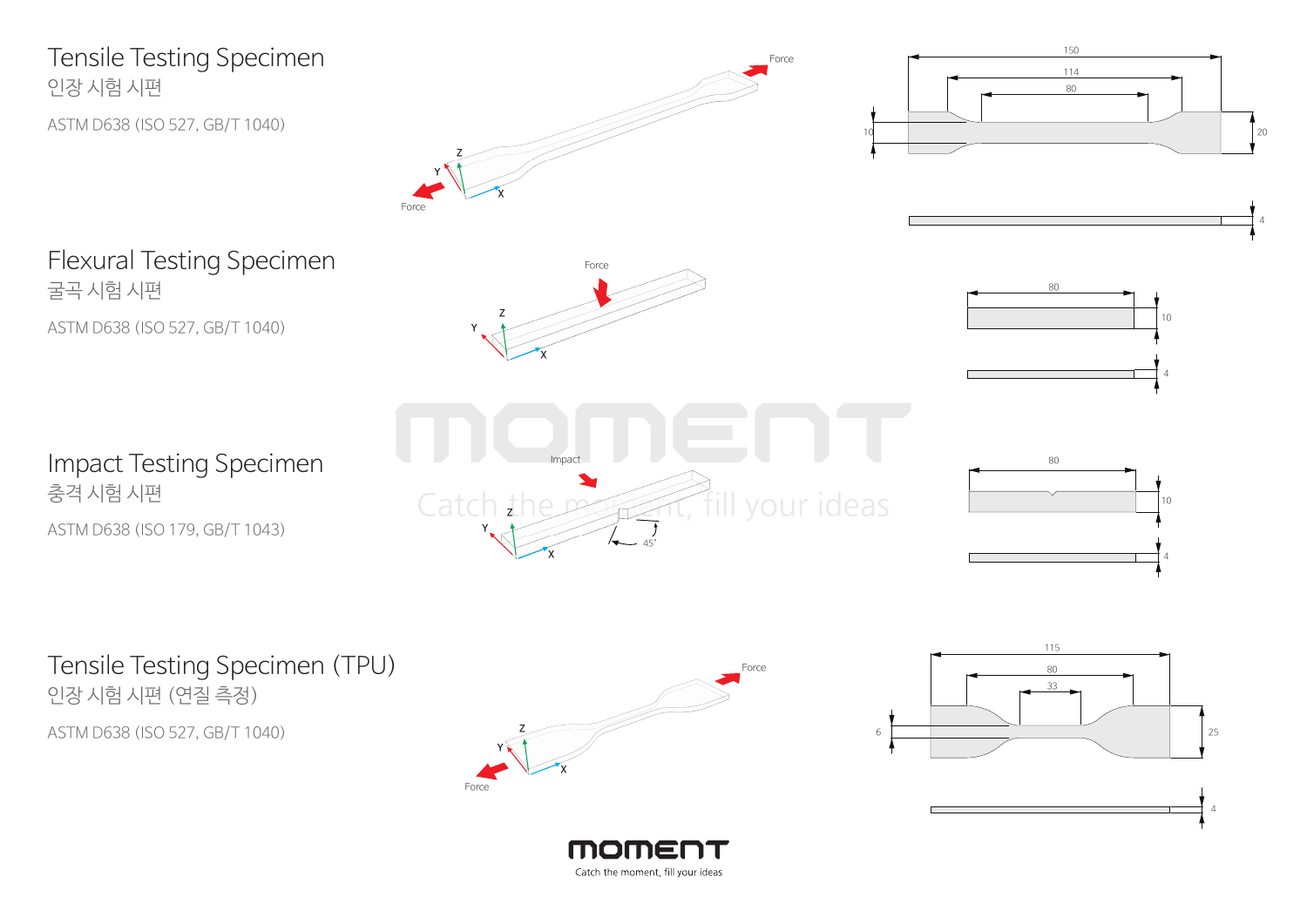## Tensile Testing Specimen

인장 시험 시편

ASTM D638 (ISO 527, GB/T 1040)

Force

Z
Y
X

Force

150
114
80
10
20
4

## Flexural Testing Specimen

굴곡 시험 시편

ASTM D638 (ISO 527, GB/T 1040)

Force

Z
Y
X

80
10
4

## Impact Testing Specimen

충격 시험 시편

ASTM D638 (ISO 179, GB/T 1043)

Impact

Z
Y
X

45°

80
10
4

## Tensile Testing Specimen (TPU)

인장 시험 시편 (연질 측정)

ASTM D638 (ISO 527, GB/T 1040)

Force

Z
Y
X

Force

115
80
33
6
25
4

moment

Catch the moment, fill your ideas